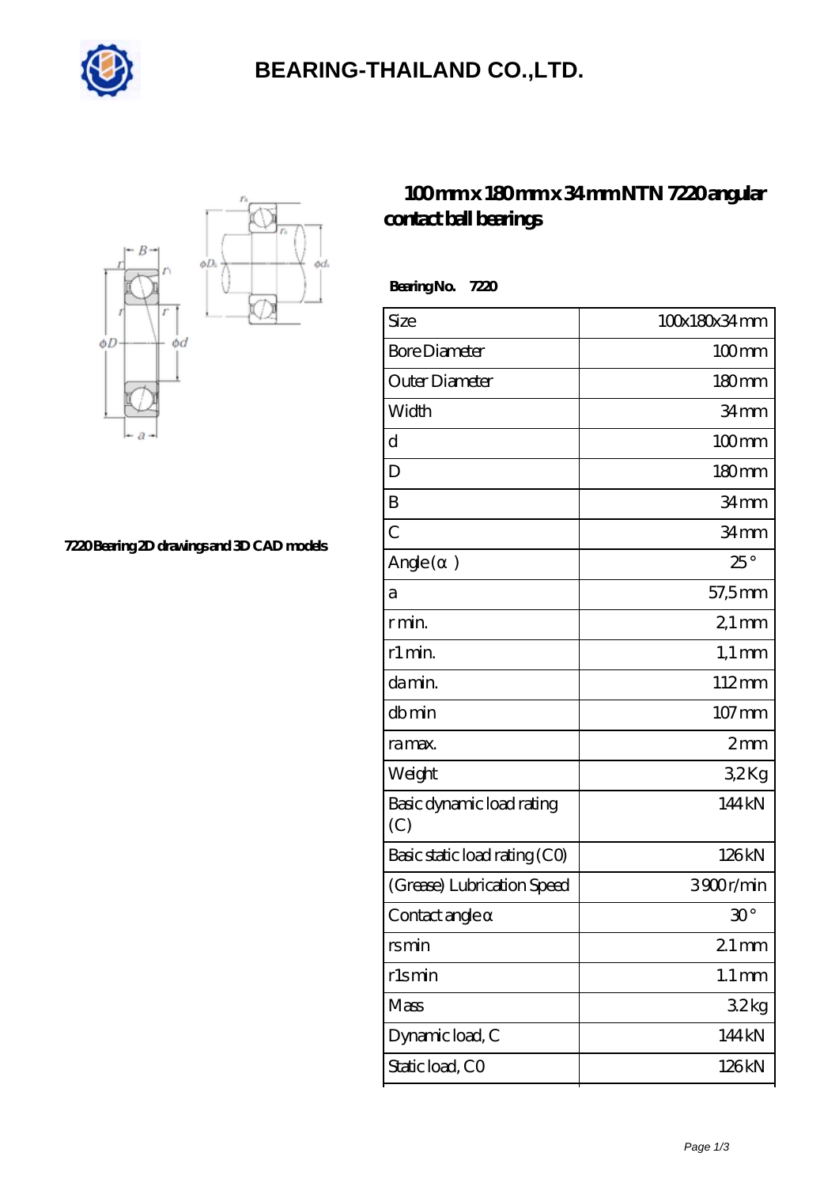# BEARING-THAILAND CO.,LTD.

## 100mm x 180mm x 34mm NTN 7220 angular contact ball bearings

7220 Bearing 2D drawings and 3D CAD models

**Bearing No. 7220**

| Size | 100x180x34 mm |
| --- | --- |
| Bore Diameter | 100 mm |
| Outer Diameter | 180 mm |
| Width | 34 mm |
| d | 100 mm |
| D | 180 mm |
| B | 34 mm |
| C | 34 mm |
| Angle (α) | 25 ° |
| a | 57,5 mm |
| r min. | 2,1 mm |
| r1 min. | 1,1 mm |
| da min. | 112 mm |
| db min | 107 mm |
| ra max. | 2 mm |
| Weight | 3,2 Kg |
| Basic dynamic load rating (C) | 144 kN |
| Basic static load rating (C0) | 126 kN |
| (Grease) Lubrication Speed | 3900 r/min |
| Contact angle α | 30 ° |
| rs min | 2.1 mm |
| r1s min | 1.1 mm |
| Mass | 3.2 kg |
| Dynamic load, C | 144 kN |
| Static load, C0 | 126 kN |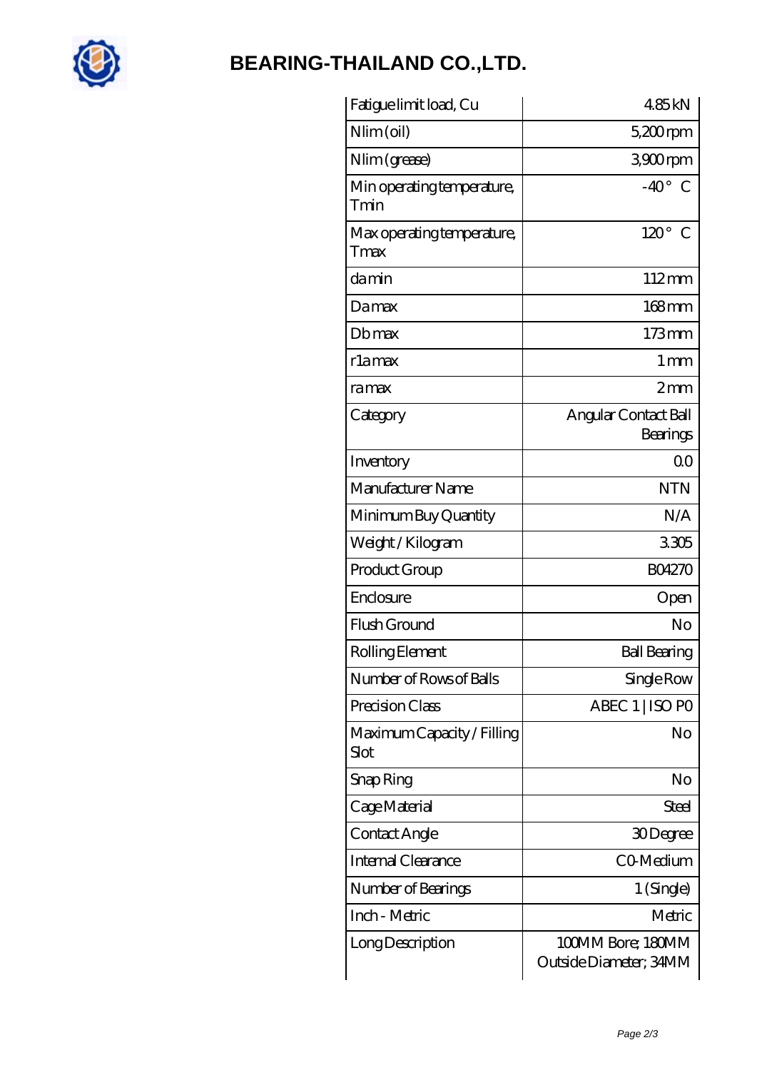# BEARING-THAILAND CO.,LTD.

| | |
|---|---|
| Fatigue limit load, Cu | 4.85 kN |
| Nlim (oil) | 5,200 rpm |
| Nlim (grease) | 3,900 rpm |
| Min operating temperature, Tmin | -40 ° C |
| Max operating temperature, Tmax | 120 ° C |
| da min | 112 mm |
| Da max | 168 mm |
| Db max | 173 mm |
| r1a max | 1 mm |
| ra max | 2 mm |
| Category | Angular Contact Ball Bearings |
| Inventory | 0.0 |
| Manufacturer Name | NTN |
| Minimum Buy Quantity | N/A |
| Weight / Kilogram | 3.305 |
| Product Group | B04270 |
| Enclosure | Open |
| Flush Ground | No |
| Rolling Element | Ball Bearing |
| Number of Rows of Balls | Single Row |
| Precision Class | ABEC 1 \| ISO P0 |
| Maximum Capacity / Filling Slot | No |
| Snap Ring | No |
| Cage Material | Steel |
| Contact Angle | 30 Degree |
| Internal Clearance | C0-Medium |
| Number of Bearings | 1 (Single) |
| Inch - Metric | Metric |
| Long Description | 100MM Bore; 180MM Outside Diameter; 34MM |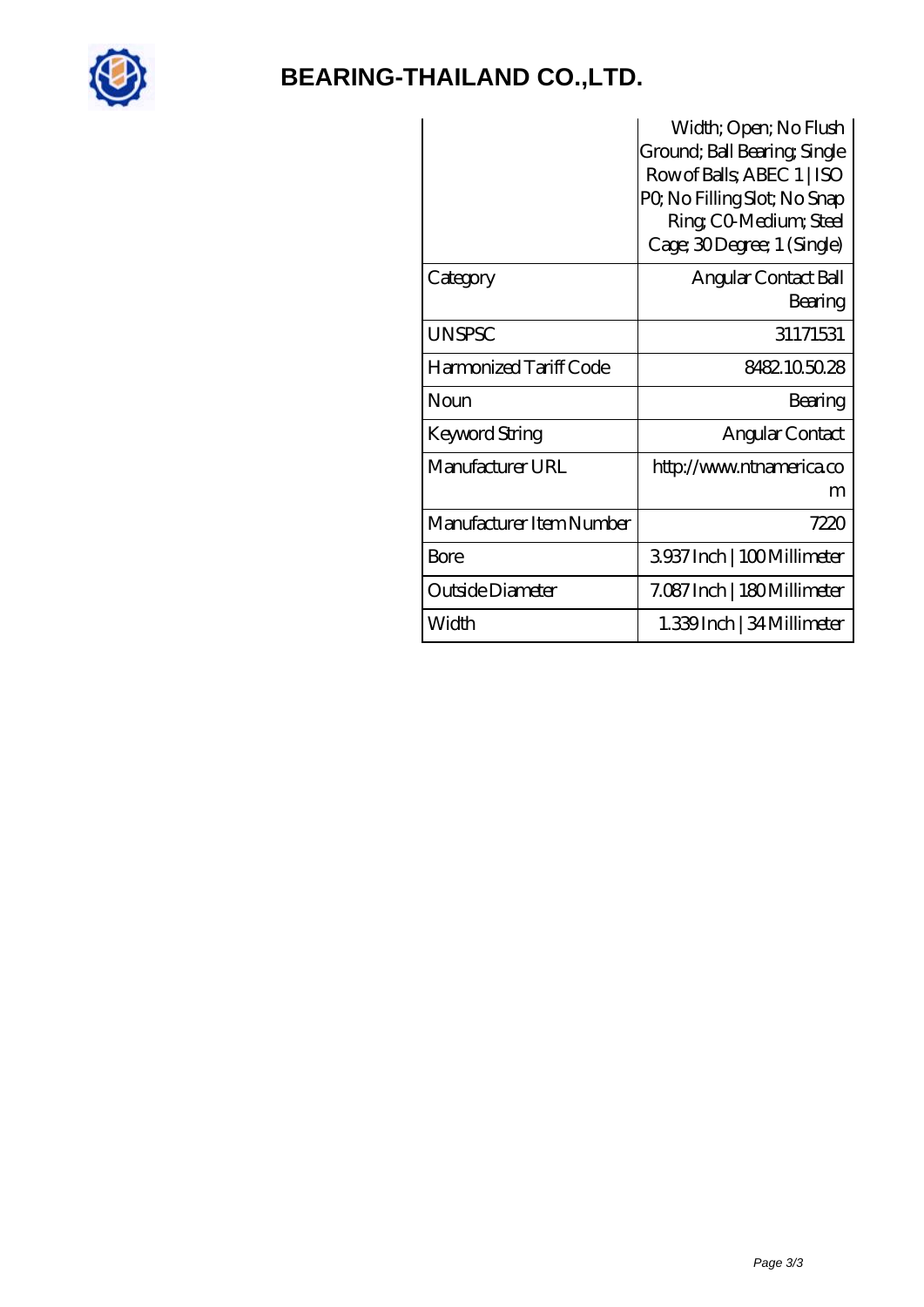| | |
|---|---|
| | Width; Open; No Flush Ground; Ball Bearing; Single Row of Balls; ABEC 1 \| ISO P0; No Filling Slot; No Snap Ring; C0-Medium; Steel Cage; 30 Degree; 1 (Single) |
| Category | Angular Contact Ball Bearing |
| UNSPSC | 31171531 |
| Harmonized Tariff Code | 8482.10.50.28 |
| Noun | Bearing |
| Keyword String | Angular Contact |
| Manufacturer URL | http://www.ntnamerica.com |
| Manufacturer Item Number | 7220 |
| Bore | 3.937 Inch \| 100 Millimeter |
| Outside Diameter | 7.087 Inch \| 180 Millimeter |
| Width | 1.339 Inch \| 34 Millimeter |